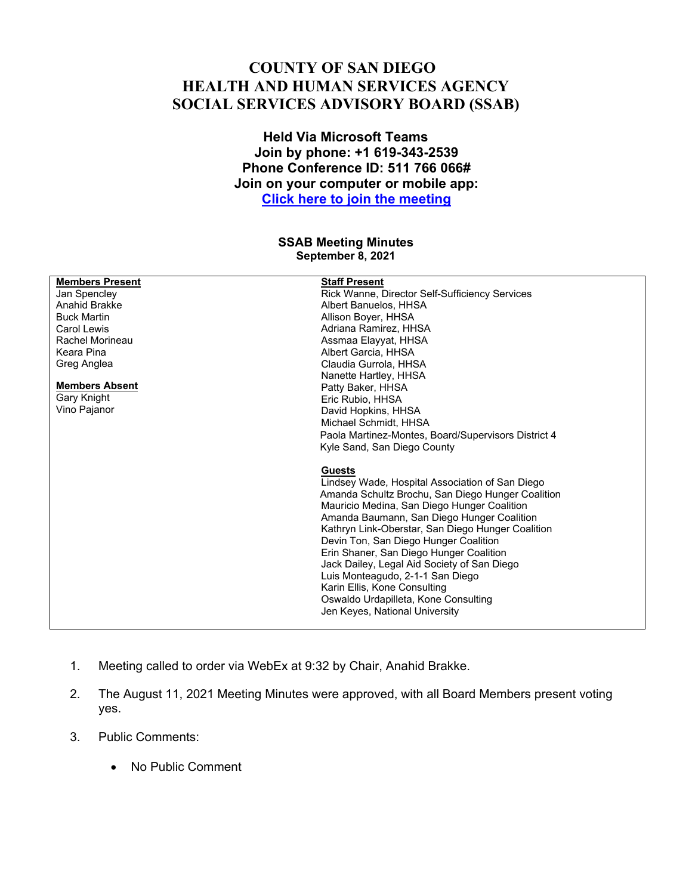# COUNTY OF SAN DIEGO
# HEALTH AND HUMAN SERVICES AGENCY
# SOCIAL SERVICES ADVISORY BOARD (SSAB)

**Held Via Microsoft Teams**
**Join by phone: +1 619-343-2539**
**Phone Conference ID: 511 766 066#**
**Join on your computer or mobile app:**
**[Click here to join the meeting]()**

## SSAB Meeting Minutes
**September 8, 2021**

| Members Present | Staff Present |
|---|---|
| Jan Spencley | Rick Wanne, Director Self-Sufficiency Services |
| Anahid Brakke | Albert Banuelos, HHSA |
| Buck Martin | Allison Boyer, HHSA |
| Carol Lewis | Adriana Ramirez, HHSA |
| Rachel Morineau | Assmaa Elayyat, HHSA |
| Keara Pina | Albert Garcia, HHSA |
| Greg Anglea | Claudia Gurrola, HHSA |
| | Nanette Hartley, HHSA |
| **Members Absent** | Patty Baker, HHSA |
| Gary Knight | Eric Rubio, HHSA |
| Vino Pajanor | David Hopkins, HHSA |
| | Michael Schmidt, HHSA |
| | Paola Martinez-Montes, Board/Supervisors District 4 |
| | Kyle Sand, San Diego County |
| | |
| | **Guests** |
| | Lindsey Wade, Hospital Association of San Diego |
| | Amanda Schultz Brochu, San Diego Hunger Coalition |
| | Mauricio Medina, San Diego Hunger Coalition |
| | Amanda Baumann, San Diego Hunger Coalition |
| | Kathryn Link-Oberstar, San Diego Hunger Coalition |
| | Devin Ton, San Diego Hunger Coalition |
| | Erin Shaner, San Diego Hunger Coalition |
| | Jack Dailey, Legal Aid Society of San Diego |
| | Luis Monteagudo, 2-1-1 San Diego |
| | Karin Ellis, Kone Consulting |
| | Oswaldo Urdapilleta, Kone Consulting |
| | Jen Keyes, National University |

1. Meeting called to order via WebEx at 9:32 by Chair, Anahid Brakke.
2. The August 11, 2021 Meeting Minutes were approved, with all Board Members present voting yes.
3. Public Comments:
   - No Public Comment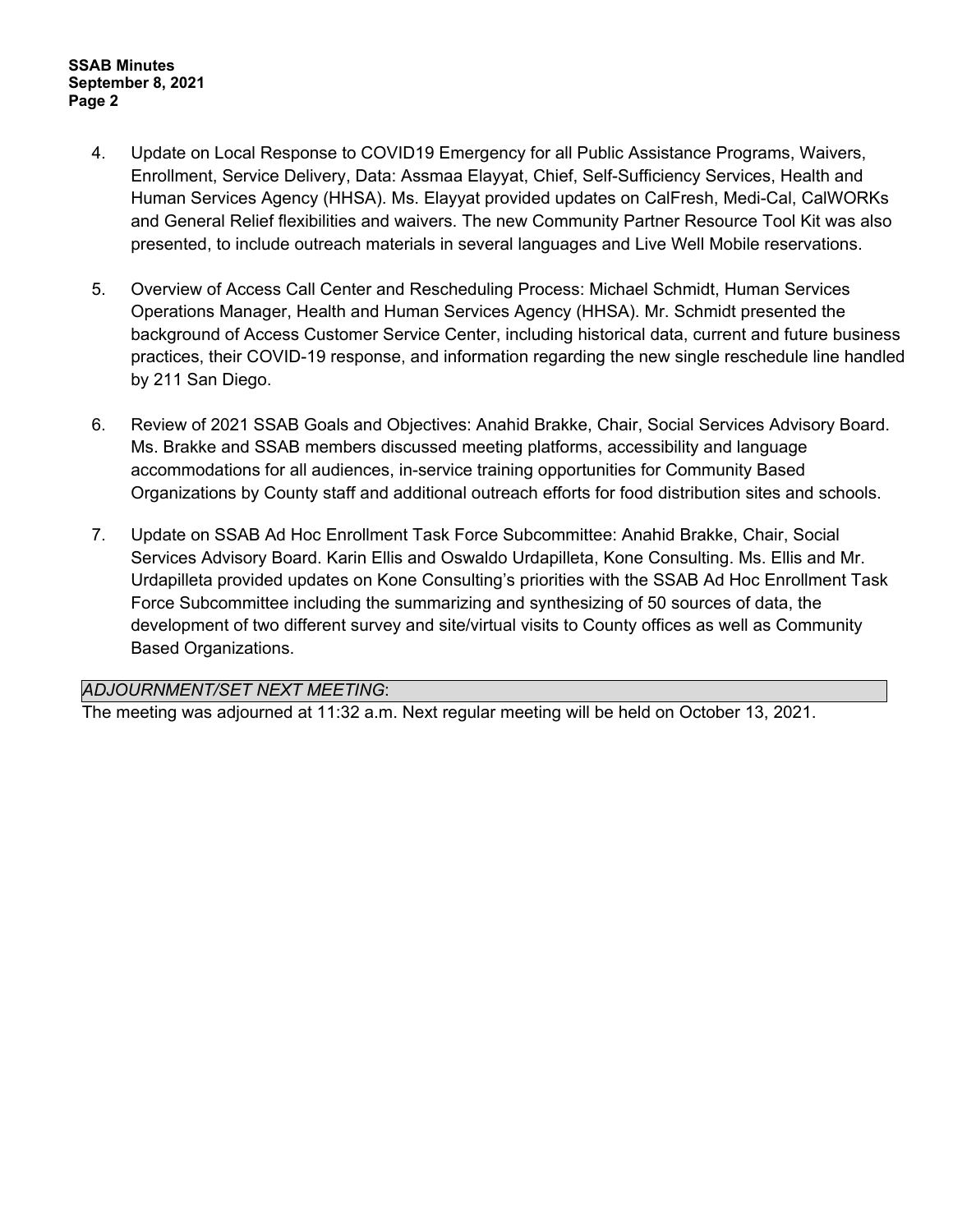4. Update on Local Response to COVID19 Emergency for all Public Assistance Programs, Waivers, Enrollment, Service Delivery, Data: Assmaa Elayyat, Chief, Self-Sufficiency Services, Health and Human Services Agency (HHSA). Ms. Elayyat provided updates on CalFresh, Medi-Cal, CalWORKs and General Relief flexibilities and waivers. The new Community Partner Resource Tool Kit was also presented, to include outreach materials in several languages and Live Well Mobile reservations.

5. Overview of Access Call Center and Rescheduling Process: Michael Schmidt, Human Services Operations Manager, Health and Human Services Agency (HHSA). Mr. Schmidt presented the background of Access Customer Service Center, including historical data, current and future business practices, their COVID-19 response, and information regarding the new single reschedule line handled by 211 San Diego.

6. Review of 2021 SSAB Goals and Objectives: Anahid Brakke, Chair, Social Services Advisory Board. Ms. Brakke and SSAB members discussed meeting platforms, accessibility and language accommodations for all audiences, in-service training opportunities for Community Based Organizations by County staff and additional outreach efforts for food distribution sites and schools.

7. Update on SSAB Ad Hoc Enrollment Task Force Subcommittee: Anahid Brakke, Chair, Social Services Advisory Board. Karin Ellis and Oswaldo Urdapilleta, Kone Consulting. Ms. Ellis and Mr. Urdapilleta provided updates on Kone Consulting's priorities with the SSAB Ad Hoc Enrollment Task Force Subcommittee including the summarizing and synthesizing of 50 sources of data, the development of two different survey and site/virtual visits to County offices as well as Community Based Organizations.

*ADJOURNMENT/SET NEXT MEETING*:

The meeting was adjourned at 11:32 a.m. Next regular meeting will be held on October 13, 2021.